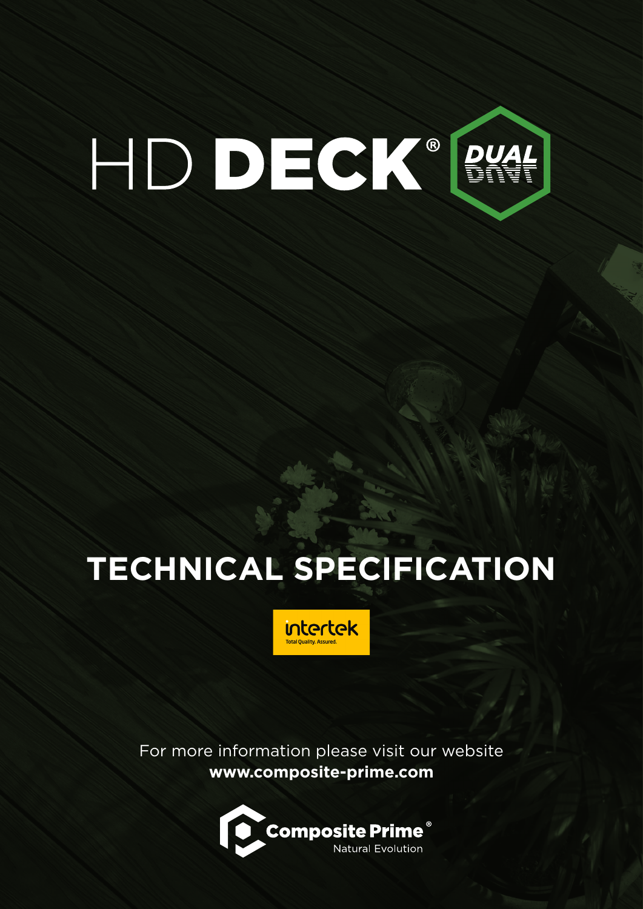# HD DECK® DUAL

## TECHNICAL SPECIFICATION

intertek
Total Quality. Assured.

For more information please visit our website
**www.composite-prime.com**

Composite Prime®
Natural Evolution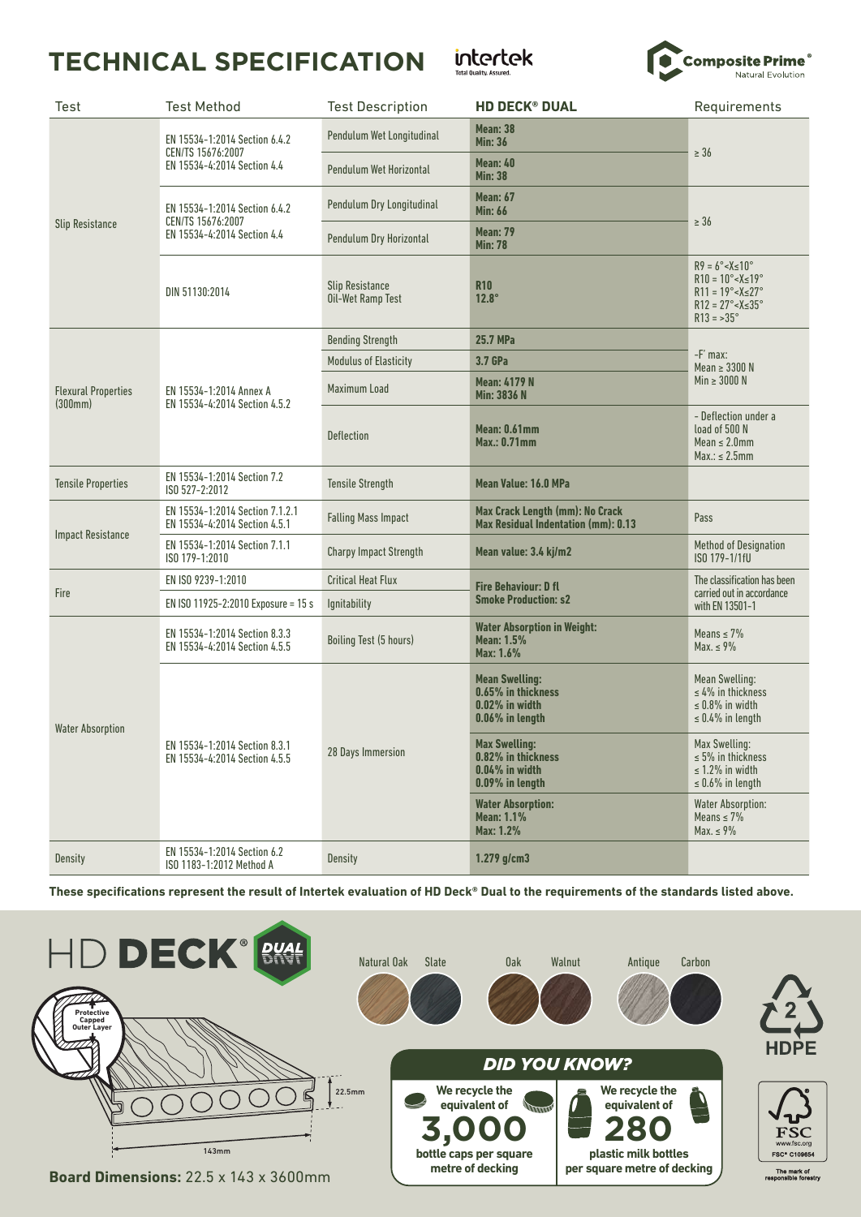# TECHNICAL SPECIFICATION

intertek
Total Quality. Assured.

Composite Prime®
Natural Evolution

| Test | Test Method | Test Description | HD DECK® DUAL | Requirements |
|---|---|---|---|---|
| Slip Resistance | EN 15534-1:2014 Section 6.4.2<br>CEN/TS 15676:2007<br>EN 15534-4:2014 Section 4.4 | Pendulum Wet Longitudinal | **Mean: 38**<br>**Min: 36** | ≥ 36 |
| | | Pendulum Wet Horizontal | **Mean: 40**<br>**Min: 38** | |
| | EN 15534-1:2014 Section 6.4.2<br>CEN/TS 15676:2007<br>EN 15534-4:2014 Section 4.4 | Pendulum Dry Longitudinal | **Mean: 67**<br>**Min: 66** | ≥ 36 |
| | | Pendulum Dry Horizontal | **Mean: 79**<br>**Min: 78** | |
| | DIN 51130:2014 | Slip Resistance<br>Oil-Wet Ramp Test | **R10**<br>**12.8°** | R9 = 6°<X≤10°<br>R10 = 10°<X≤19°<br>R11 = 19°<X≤27°<br>R12 = 27°<X≤35°<br>R13 = >35° |
| Flexural Properties (300mm) | EN 15534-1:2014 Annex A<br>EN 15534-4:2014 Section 4.5.2 | Bending Strength | **25.7 MPa** | -F' max:<br>Mean ≥ 3300 N<br>Min ≥ 3000 N |
| | | Modulus of Elasticity | **3.7 GPa** | |
| | | Maximum Load | **Mean: 4179 N**<br>**Min: 3836 N** | |
| | | Deflection | **Mean: 0.61mm**<br>**Max.: 0.71mm** | - Deflection under a load of 500 N<br>Mean ≤ 2.0mm<br>Max.: ≤ 2.5mm |
| Tensile Properties | EN 15534-1:2014 Section 7.2<br>ISO 527-2:2012 | Tensile Strength | **Mean Value: 16.0 MPa** | |
| Impact Resistance | EN 15534-1:2014 Section 7.1.2.1<br>EN 15534-4:2014 Section 4.5.1 | Falling Mass Impact | **Max Crack Length (mm): No Crack**<br>**Max Residual Indentation (mm): 0.13** | Pass |
| | EN 15534-1:2014 Section 7.1.1<br>ISO 179-1:2010 | Charpy Impact Strength | **Mean value: 3.4 kj/m2** | Method of Designation<br>ISO 179-1/1fU |
| Fire | EN ISO 9239-1:2010 | Critical Heat Flux | **Fire Behaviour: D fl**<br>**Smoke Production: s2** | The classification has been carried out in accordance with EN 13501-1 |
| | EN ISO 11925-2:2010 Exposure = 15 s | Ignitability | | |
| Water Absorption | EN 15534-1:2014 Section 8.3.3<br>EN 15534-4:2014 Section 4.5.5 | Boiling Test (5 hours) | **Water Absorption in Weight:**<br>**Mean: 1.5%**<br>**Max: 1.6%** | Means ≤ 7%<br>Max. ≤ 9% |
| | EN 15534-1:2014 Section 8.3.1<br>EN 15534-4:2014 Section 4.5.5 | 28 Days Immersion | **Mean Swelling:**<br>**0.65% in thickness**<br>**0.02% in width**<br>**0.06% in length** | Mean Swelling:<br>≤ 4% in thickness<br>≤ 0.8% in width<br>≤ 0.4% in length |
| | | | **Max Swelling:**<br>**0.82% in thickness**<br>**0.04% in width**<br>**0.09% in length** | Max Swelling:<br>≤ 5% in thickness<br>≤ 1.2% in width<br>≤ 0.6% in length |
| | | | **Water Absorption:**<br>**Mean: 1.1%**<br>**Max: 1.2%** | Water Absorption:<br>Means ≤ 7%<br>Max. ≤ 9% |
| Density | EN 15534-1:2014 Section 6.2<br>ISO 1183-1:2012 Method A | Density | **1.279 g/cm3** | |

**These specifications represent the result of Intertek evaluation of HD Deck® Dual to the requirements of the standards listed above.**

HD DECK® DUAL

Protective Capped Outer Layer

22.5mm

143mm

**Board Dimensions:** 22.5 x 143 x 3600mm

Natural Oak, Slate, Oak, Walnut, Antique, Carbon

## DID YOU KNOW?

We recycle the equivalent of **3,000** bottle caps per square metre of decking

We recycle the equivalent of **280** plastic milk bottles per square metre of decking

2 HDPE

FSC
www.fsc.org
FSC® C109654
The mark of responsible forestry